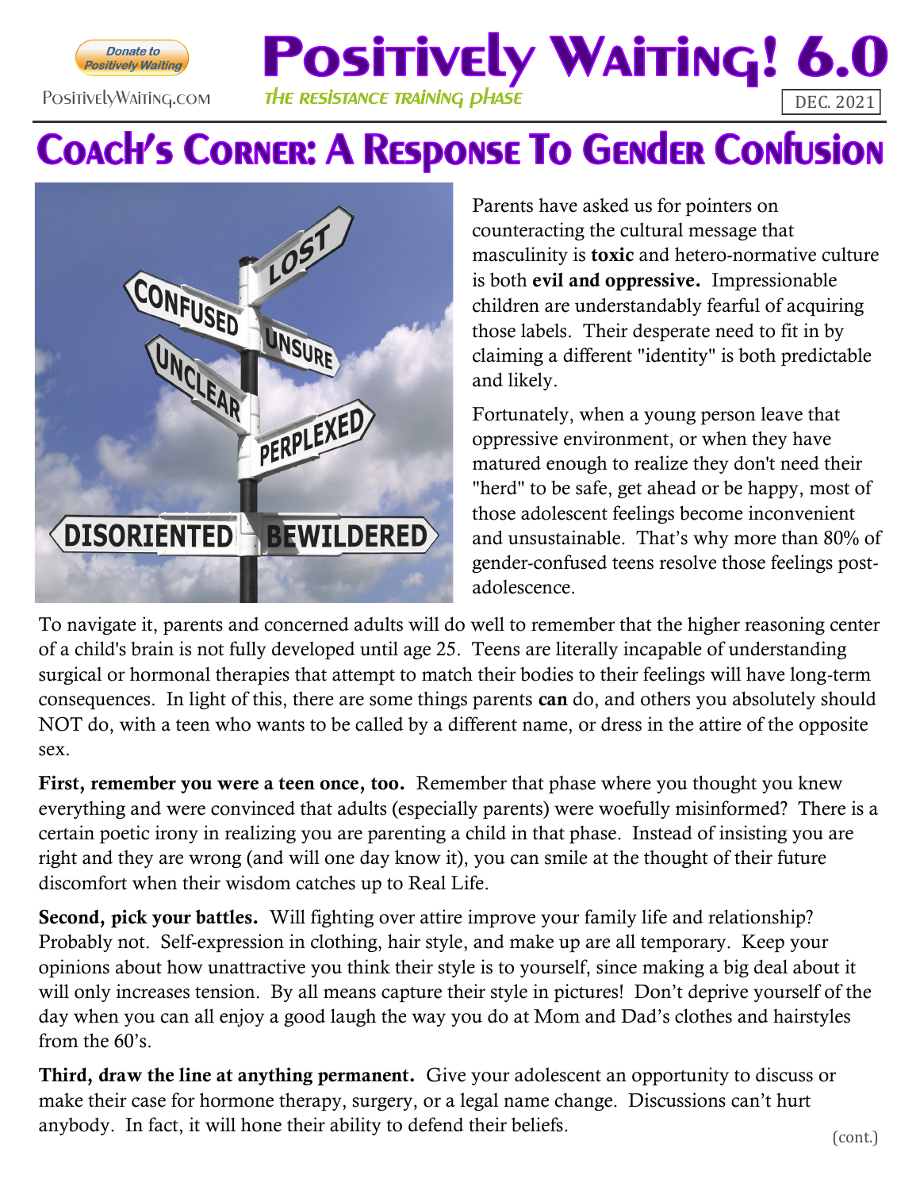Donate to Positively Waiting

PositivelyWaiting.com

# Positively Waiting! 6.0

*The Resistance Training Phase*

DEC. 2021

## Coach's Corner: A Response To Gender Confusion

Parents have asked us for pointers on counteracting the cultural message that masculinity is **toxic** and hetero-normative culture is both **evil and oppressive.** Impressionable children are understandably fearful of acquiring those labels. Their desperate need to fit in by claiming a different "identity" is both predictable and likely.

Fortunately, when a young person leave that oppressive environment, or when they have matured enough to realize they don't need their "herd" to be safe, get ahead or be happy, most of those adolescent feelings become inconvenient and unsustainable. That's why more than 80% of gender-confused teens resolve those feelings post-adolescence.

To navigate it, parents and concerned adults will do well to remember that the higher reasoning center of a child's brain is not fully developed until age 25. Teens are literally incapable of understanding surgical or hormonal therapies that attempt to match their bodies to their feelings will have long-term consequences. In light of this, there are some things parents **can** do, and others you absolutely should NOT do, with a teen who wants to be called by a different name, or dress in the attire of the opposite sex.

**First, remember you were a teen once, too.** Remember that phase where you thought you knew everything and were convinced that adults (especially parents) were woefully misinformed? There is a certain poetic irony in realizing you are parenting a child in that phase. Instead of insisting you are right and they are wrong (and will one day know it), you can smile at the thought of their future discomfort when their wisdom catches up to Real Life.

**Second, pick your battles.** Will fighting over attire improve your family life and relationship? Probably not. Self-expression in clothing, hair style, and make up are all temporary. Keep your opinions about how unattractive you think their style is to yourself, since making a big deal about it will only increases tension. By all means capture their style in pictures! Don't deprive yourself of the day when you can all enjoy a good laugh the way you do at Mom and Dad's clothes and hairstyles from the 60's.

**Third, draw the line at anything permanent.** Give your adolescent an opportunity to discuss or make their case for hormone therapy, surgery, or a legal name change. Discussions can't hurt anybody. In fact, it will hone their ability to defend their beliefs.

(cont.)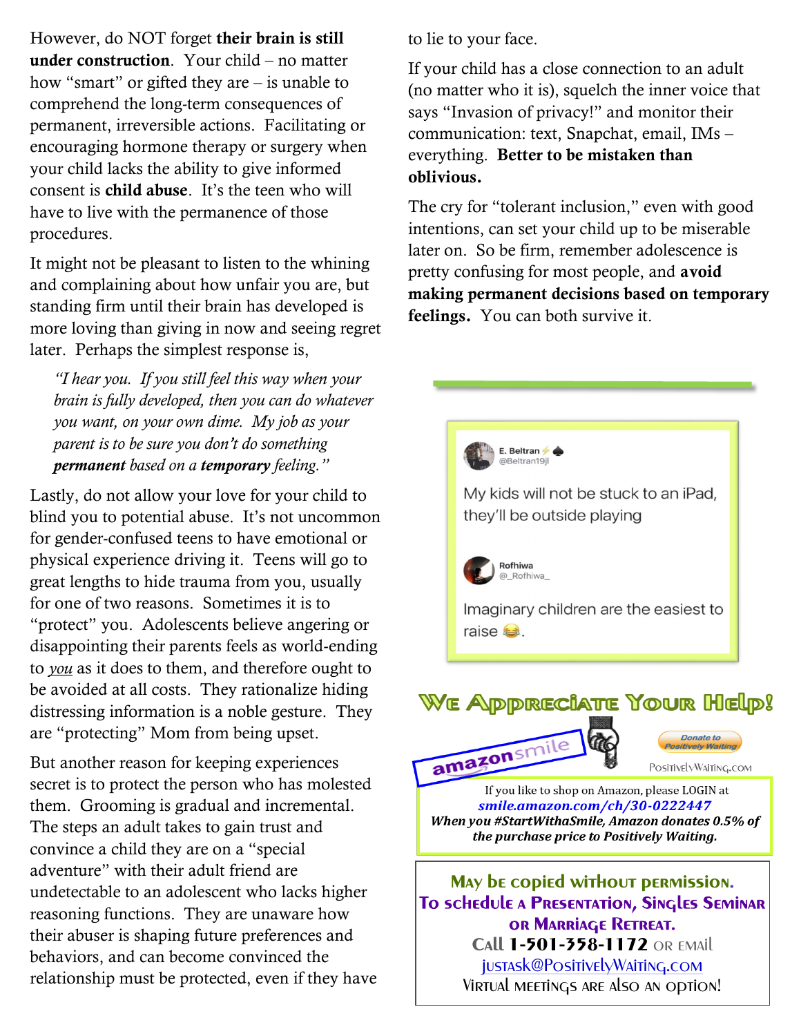However, do NOT forget **their brain is still under construction**. Your child – no matter how "smart" or gifted they are – is unable to comprehend the long-term consequences of permanent, irreversible actions. Facilitating or encouraging hormone therapy or surgery when your child lacks the ability to give informed consent is **child abuse**. It's the teen who will have to live with the permanence of those procedures.

It might not be pleasant to listen to the whining and complaining about how unfair you are, but standing firm until their brain has developed is more loving than giving in now and seeing regret later. Perhaps the simplest response is,

> *"I hear you. If you still feel this way when your brain is fully developed, then you can do whatever you want, on your own dime. My job as your parent is to be sure you don't do something **permanent** based on a **temporary** feeling."*

Lastly, do not allow your love for your child to blind you to potential abuse. It's not uncommon for gender-confused teens to have emotional or physical experience driving it. Teens will go to great lengths to hide trauma from you, usually for one of two reasons. Sometimes it is to "protect" you. Adolescents believe angering or disappointing their parents feels as world-ending to *you* as it does to them, and therefore ought to be avoided at all costs. They rationalize hiding distressing information is a noble gesture. They are "protecting" Mom from being upset.

But another reason for keeping experiences secret is to protect the person who has molested them. Grooming is gradual and incremental. The steps an adult takes to gain trust and convince a child they are on a "special adventure" with their adult friend are undetectable to an adolescent who lacks higher reasoning functions. They are unaware how their abuser is shaping future preferences and behaviors, and can become convinced the relationship must be protected, even if they have to lie to your face.

If your child has a close connection to an adult (no matter who it is), squelch the inner voice that says "Invasion of privacy!" and monitor their communication: text, Snapchat, email, IMs – everything. **Better to be mistaken than oblivious.**

The cry for "tolerant inclusion," even with good intentions, can set your child up to be miserable later on. So be firm, remember adolescence is pretty confusing for most people, and **avoid making permanent decisions based on temporary feelings.** You can both survive it.

---

E. Beltran
@Beltran19jl

My kids will not be stuck to an iPad, they'll be outside playing

Rofhiwa
@_Rofhiwa_

Imaginary children are the easiest to raise 😂.

## We Appreciate Your Help!

amazonsmile

Donate to Positively Waiting

PositivelyWaiting.com

If you like to shop on Amazon, please LOGIN at
**smile.amazon.com/ch/30-0222447**
***When you #StartWithaSmile, Amazon donates 0.5% of the purchase price to Positively Waiting.***

**May be copied without permission.**
**To schedule a Presentation, Singles Seminar or Marriage Retreat.**
**Call 1-501-358-1172** or email
justask@PositivelyWaiting.com
Virtual meetings are also an option!